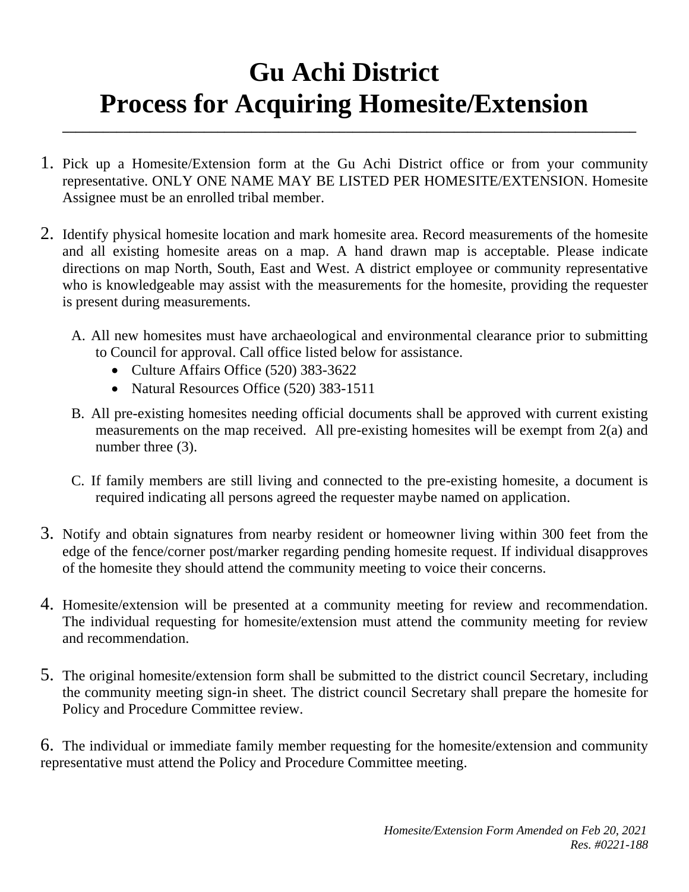# Gu Achi District
# Process for Acquiring Homesite/Extension

---

1. Pick up a Homesite/Extension form at the Gu Achi District office or from your community representative. ONLY ONE NAME MAY BE LISTED PER HOMESITE/EXTENSION. Homesite Assignee must be an enrolled tribal member.

2. Identify physical homesite location and mark homesite area. Record measurements of the homesite and all existing homesite areas on a map. A hand drawn map is acceptable. Please indicate directions on map North, South, East and West. A district employee or community representative who is knowledgeable may assist with the measurements for the homesite, providing the requester is present during measurements.

   A. All new homesites must have archaeological and environmental clearance prior to submitting to Council for approval. Call office listed below for assistance.
      - Culture Affairs Office (520) 383-3622
      - Natural Resources Office (520) 383-1511

   B. All pre-existing homesites needing official documents shall be approved with current existing measurements on the map received. All pre-existing homesites will be exempt from 2(a) and number three (3).

   C. If family members are still living and connected to the pre-existing homesite, a document is required indicating all persons agreed the requester maybe named on application.

3. Notify and obtain signatures from nearby resident or homeowner living within 300 feet from the edge of the fence/corner post/marker regarding pending homesite request. If individual disapproves of the homesite they should attend the community meeting to voice their concerns.

4. Homesite/extension will be presented at a community meeting for review and recommendation. The individual requesting for homesite/extension must attend the community meeting for review and recommendation.

5. The original homesite/extension form shall be submitted to the district council Secretary, including the community meeting sign-in sheet. The district council Secretary shall prepare the homesite for Policy and Procedure Committee review.

6. The individual or immediate family member requesting for the homesite/extension and community representative must attend the Policy and Procedure Committee meeting.

*Homesite/Extension Form Amended on Feb 20, 2021*
*Res. #0221-188*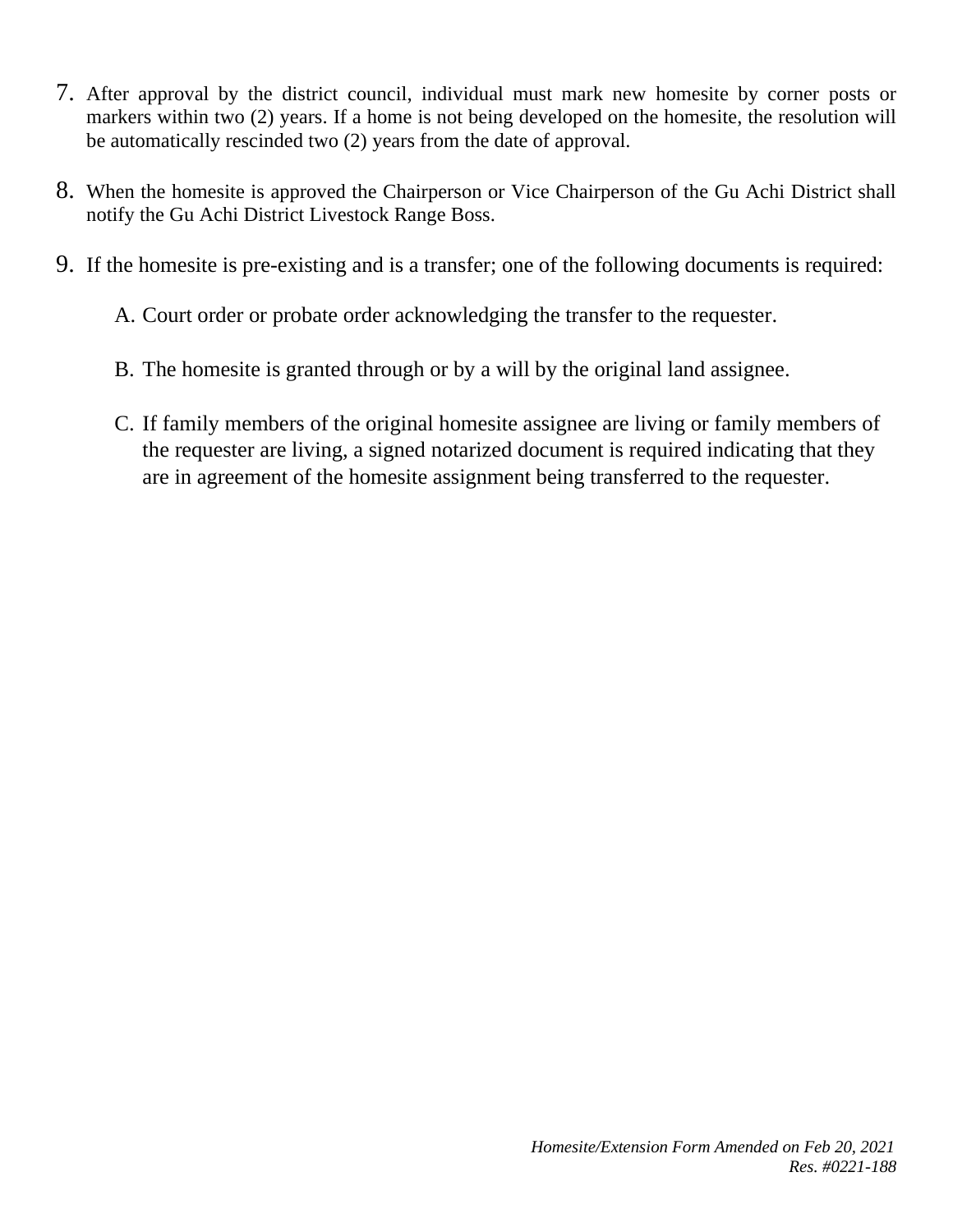7. After approval by the district council, individual must mark new homesite by corner posts or markers within two (2) years. If a home is not being developed on the homesite, the resolution will be automatically rescinded two (2) years from the date of approval.

8. When the homesite is approved the Chairperson or Vice Chairperson of the Gu Achi District shall notify the Gu Achi District Livestock Range Boss.

9. If the homesite is pre-existing and is a transfer; one of the following documents is required:

   A. Court order or probate order acknowledging the transfer to the requester.

   B. The homesite is granted through or by a will by the original land assignee.

   C. If family members of the original homesite assignee are living or family members of the requester are living, a signed notarized document is required indicating that they are in agreement of the homesite assignment being transferred to the requester.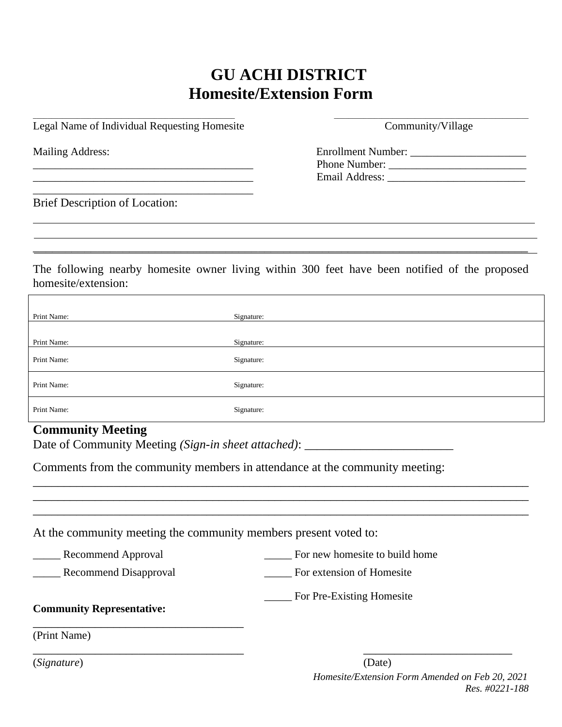# GU ACHI DISTRICT
# Homesite/Extension Form

______________________________________ Legal Name of Individual Requesting Homesite

______________________________________ Community/Village

Mailing Address:
______________________________________
______________________________________
______________________________________

Enrollment Number: ____________________
Phone Number: ________________________
Email Address: ________________________

Brief Description of Location:
_____________________________________________________________________________
_____________________________________________________________________________
_____________________________________________________________________________

The following nearby homesite owner living within 300 feet have been notified of the proposed homesite/extension:

| | |
|---|---|
| Print Name: | Signature: |
| Print Name: | Signature: |
| Print Name: | Signature: |
| Print Name: | Signature: |
| Print Name: | Signature: |

**Community Meeting**

Date of Community Meeting *(Sign-in sheet attached)*: ________________________

Comments from the community members in attendance at the community meeting:
_____________________________________________________________________________
_____________________________________________________________________________
_____________________________________________________________________________

At the community meeting the community members present voted to:

_____ Recommend Approval

_____ Recommend Disapproval

_____ For new homesite to build home

_____ For extension of Homesite

_____ For Pre-Existing Homesite

**Community Representative:**

___________________________________
(Print Name)

___________________________________
(*Signature*)

___________________________
(Date)

*Homesite/Extension Form Amended on Feb 20, 2021*
*Res. #0221-188*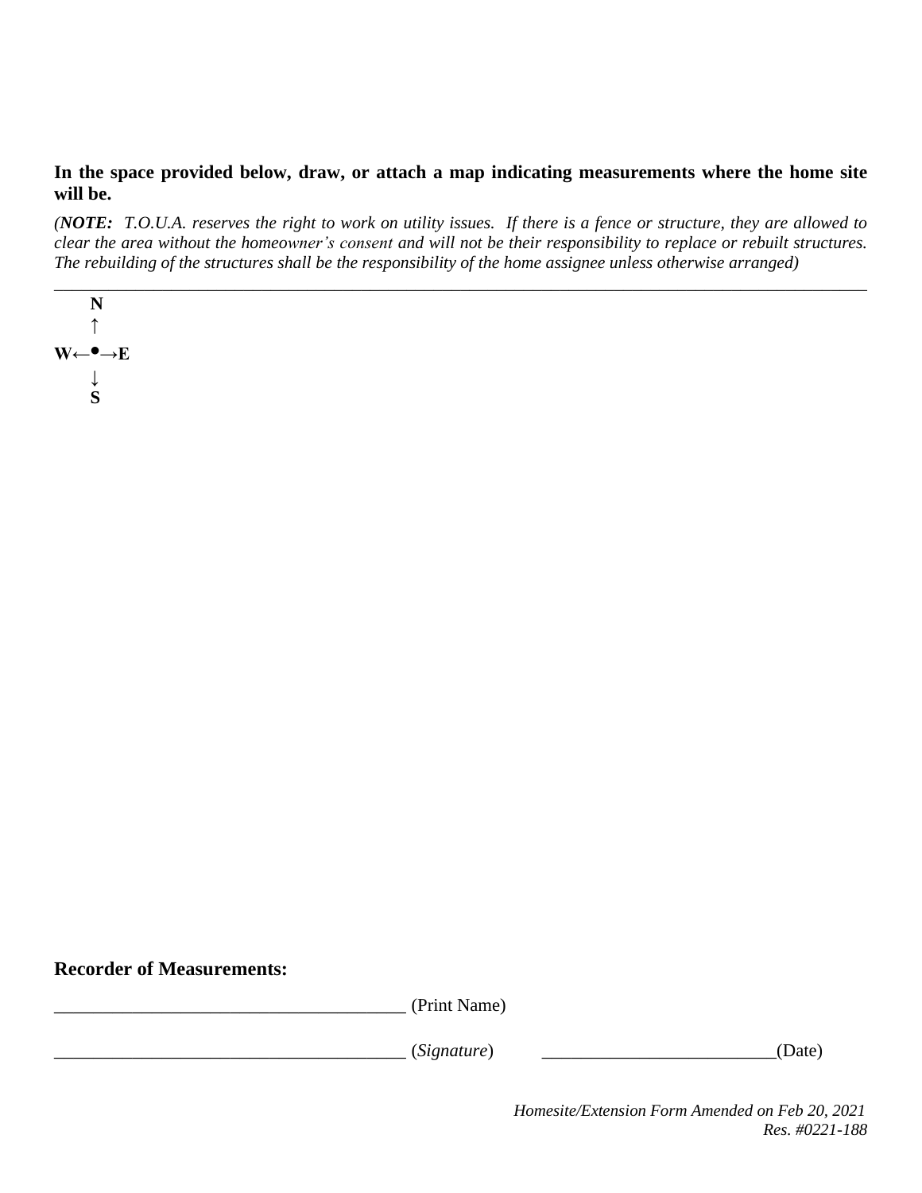**In the space provided below, draw, or attach a map indicating measurements where the home site will be.**

*(**NOTE:** T.O.U.A. reserves the right to work on utility issues. If there is a fence or structure, they are allowed to clear the area without the homeowner's consent and will not be their responsibility to replace or rebuilt structures. The rebuilding of the structures shall be the responsibility of the home assignee unless otherwise arranged)*

---

**N**
**↑**
**W←•→E**
**↓**
**S**

**Recorder of Measurements:**

_______________________________________ (Print Name)

_______________________________________ (*Signature*) __________________________(Date)

*Homesite/Extension Form Amended on Feb 20, 2021*
*Res. #0221-188*